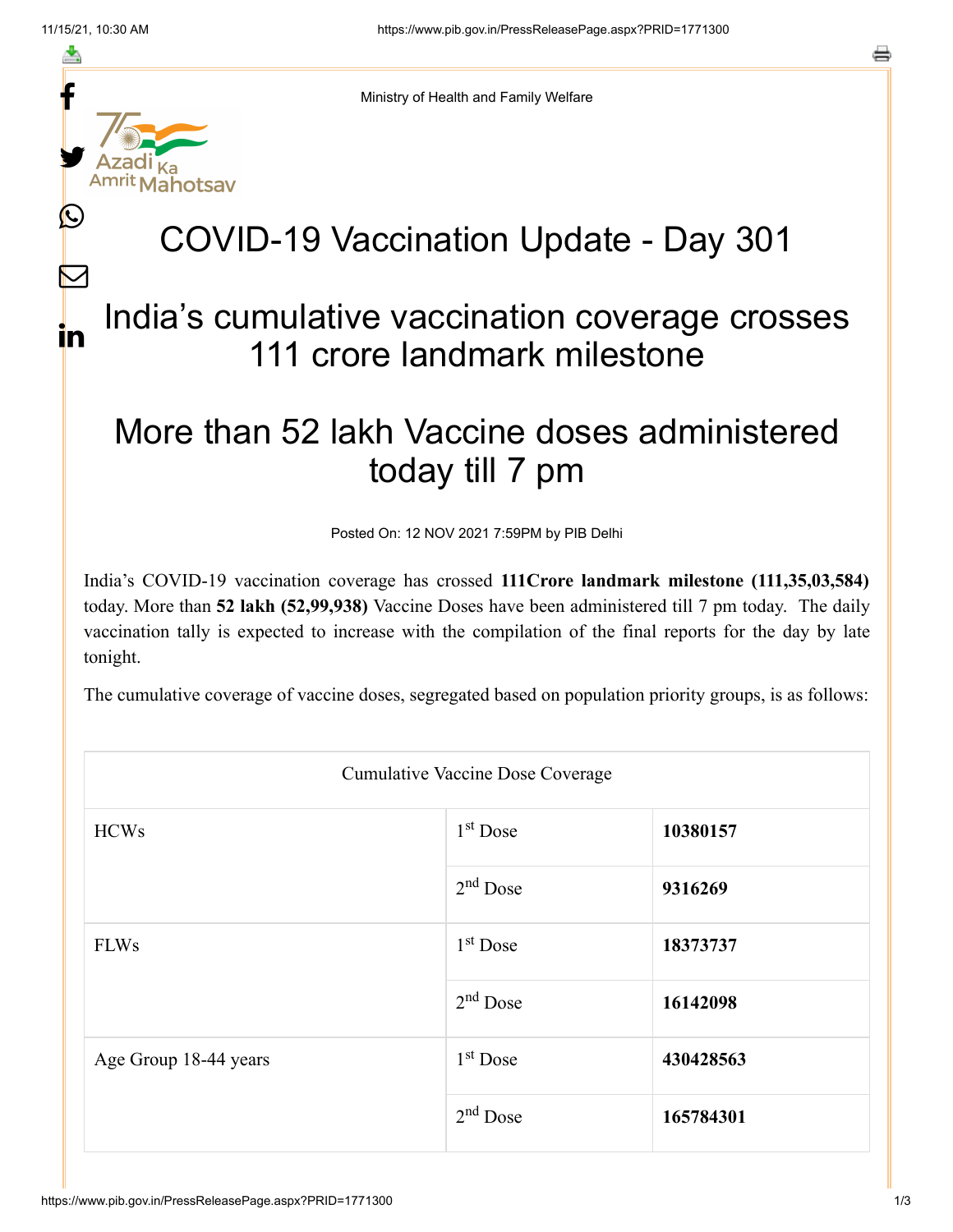Ministry of Health and Family Welfare

# COVID-19 Vaccination Update - Day 301

## India's cumulative vaccination coverage crosses 111 crore landmark milestone

## More than 52 lakh Vaccine doses administered today till 7 pm

Posted On: 12 NOV 2021 7:59PM by PIB Delhi

India's COVID-19 vaccination coverage has crossed **111Crore landmark milestone (111,35,03,584)** today. More than **52 lakh (52,99,938)** Vaccine Doses have been administered till 7 pm today. The daily vaccination tally is expected to increase with the compilation of the final reports for the day by late tonight.

The cumulative coverage of vaccine doses, segregated based on population priority groups, is as follows:

| Cumulative Vaccine Dose Coverage | | |
|---|---|---|
| HCWs | 1st Dose | **10380157** |
| | 2nd Dose | **9316269** |
| FLWs | 1st Dose | **18373737** |
| | 2nd Dose | **16142098** |
| Age Group 18-44 years | 1st Dose | **430428563** |
| | 2nd Dose | **165784301** |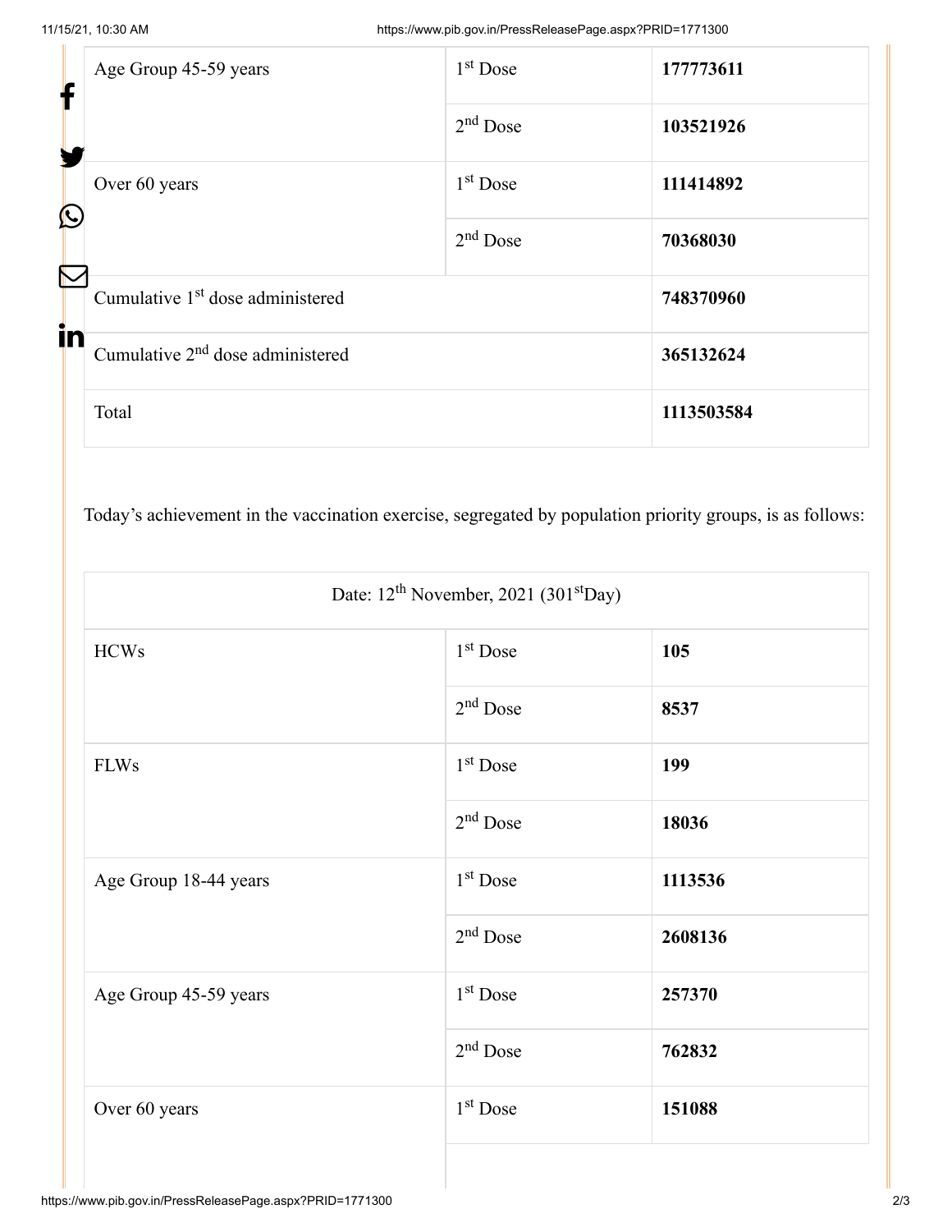| Age Group 45-59 years | 1st Dose | **177773611** |
|---|---|---|
| | 2nd Dose | **103521926** |
| Over 60 years | 1st Dose | **111414892** |
| | 2nd Dose | **70368030** |
| Cumulative 1st dose administered | | **748370960** |
| Cumulative 2nd dose administered | | **365132624** |
| Total | | **1113503584** |

Today's achievement in the vaccination exercise, segregated by population priority groups, is as follows:

| Date: 12th November, 2021 (301st Day) | | |
|---|---|---|
| HCWs | 1st Dose | **105** |
| | 2nd Dose | **8537** |
| FLWs | 1st Dose | **199** |
| | 2nd Dose | **18036** |
| Age Group 18-44 years | 1st Dose | **1113536** |
| | 2nd Dose | **2608136** |
| Age Group 45-59 years | 1st Dose | **257370** |
| | 2nd Dose | **762832** |
| Over 60 years | 1st Dose | **151088** |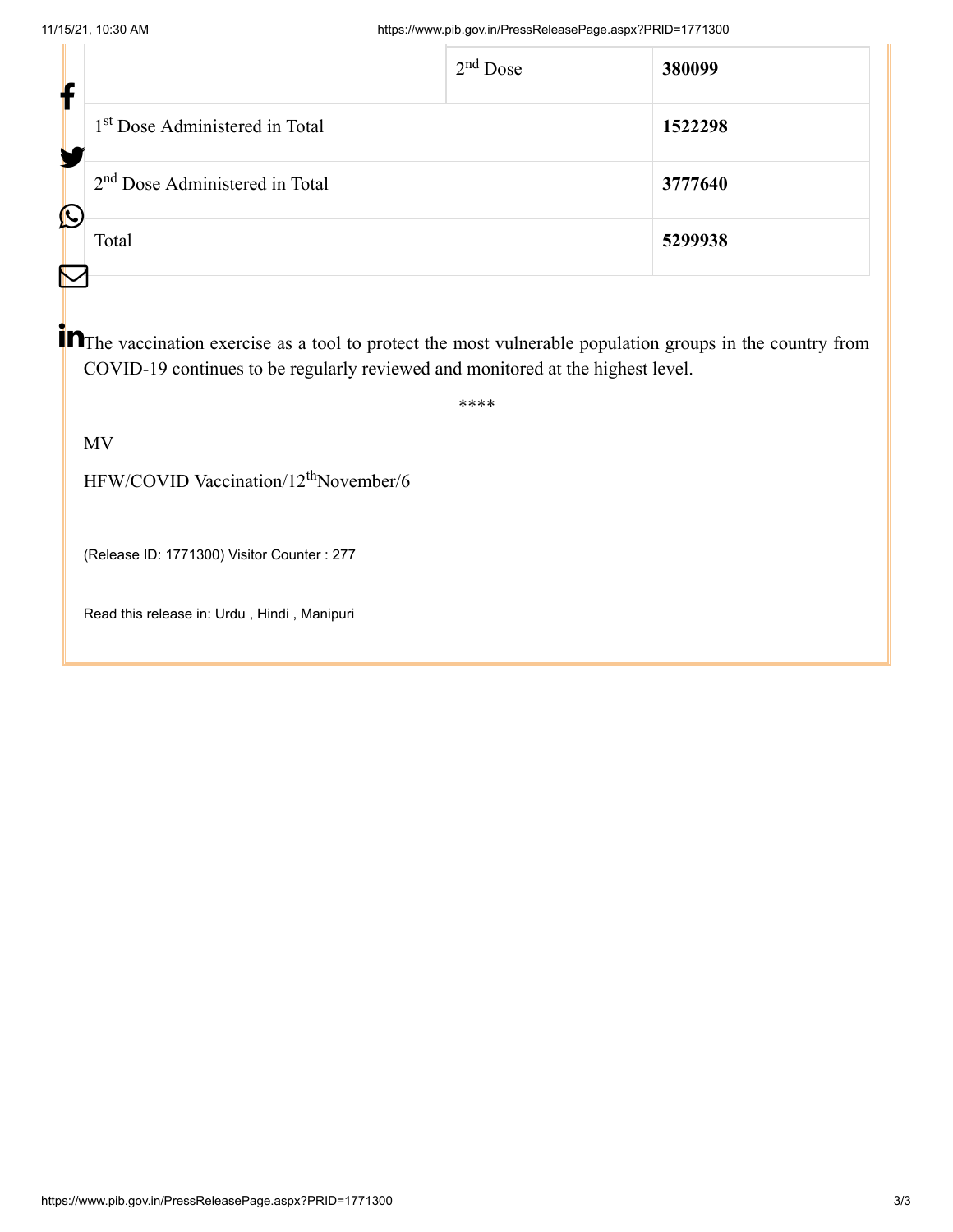| | | |
|---|---|---|
| | 2nd Dose | **380099** |
| 1st Dose Administered in Total | | **1522298** |
| 2nd Dose Administered in Total | | **3777640** |
| Total | | **5299938** |

The vaccination exercise as a tool to protect the most vulnerable population groups in the country from COVID-19 continues to be regularly reviewed and monitored at the highest level.

****

MV

HFW/COVID Vaccination/12thNovember/6

(Release ID: 1771300) Visitor Counter : 277

Read this release in: Urdu , Hindi , Manipuri